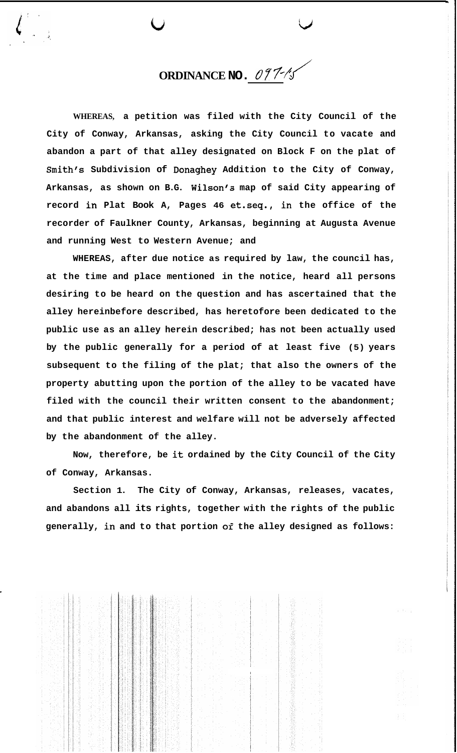# ORDINANCE NO. 097-15

WHEREAS, a petition was filed with the City Council of the City of Conway, Arkansas, asking the City Council to vacate and abandon a part of that alley designated on Block F on the plat of Smith's Subdivision of Donaghey Addition to the City of Conway, Arkansas, as shown on B.G. Wilson's map of said City appearing of record in Plat Book A, Pages 46 et.seq., in the office of the recorder of Faulkner County, Arkansas, beginning at Augusta Avenue and running West to Western Avenue; and

WHEREAS, after due notice as required by law, the council has, at the time and place mentioned in the notice, heard all persons desiring to be heard on the question and has ascertained that the alley hereinbefore described, has heretofore been dedicated to the public use as an alley herein described; has not been actually used by the public generally for a period of at least five (5) years subsequent to the filing of the plat; that also the owners of the property abutting upon the portion of the alley to be vacated have filed with the council their written consent to the abandonment; and that public interest and welfare will not be adversely affected by the abandonment of the alley.

Now, therefore, be it ordained by the City Council of the City of Conway, Arkansas.

Section 1. The City of Conway, Arkansas, releases, vacates, and abandons all its rights, together with the rights of the public generally, in and to that portion of the alley designed as follows: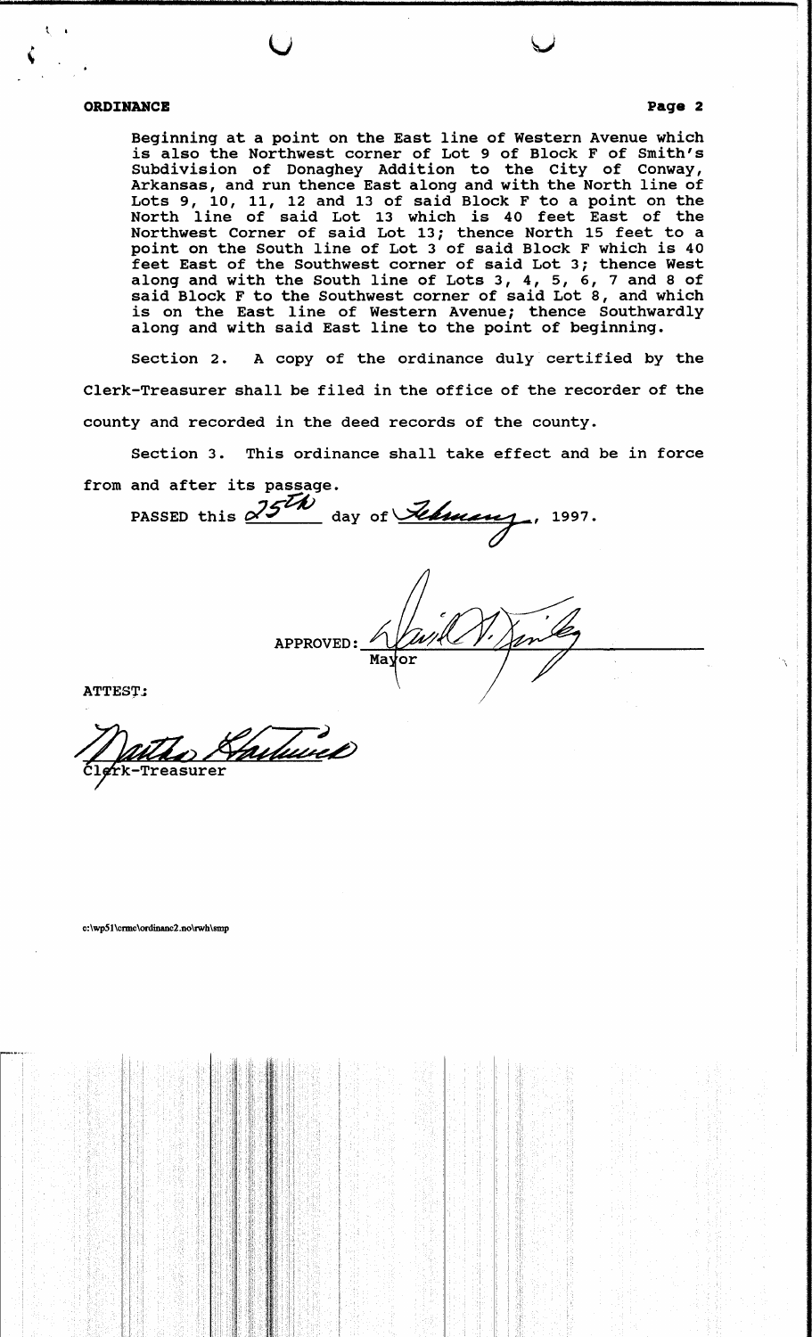**ORDINANCE**

Beginning at a point on the East line of Western Avenue which is also the Northwest corner of Lot 9 of Block F of Smith's Subdivision of Donaghey Addition to the City of Conway, Arkansas, and run thence East along and with the North line of Lots 9, 10, 11, 12 and 13 of said Block F to a point on the North line of said Lot 13 which is 40 feet East of the Northwest Corner of said Lot 13; thence North 15 feet to a point on the South line of Lot 3 of said Block F which is 40 feet East of the Southwest corner of said Lot 3; thence West along and with the South line of Lots 3, 4, 5, 6, 7 and 8 of said Block F to the Southwest corner of said Lot 8, and which is on the East line of Western Avenue; thence Southwardly along and with said East line to the point of beginning.

Section 2. A copy of the ordinance duly certified by the Clerk-Treasurer shall be filed in the office of the recorder of the county and recorded in the deed records of the county.

Section 3. This ordinance shall take effect and be in force from and after its passage.

PASSED this 25th day of February, 1997.

APPROVED: ______________________
Mayor

ATTEST:

______________________
Clerk-Treasurer

c:\wp51\crmc\ordinanc2.no\rwh\smp